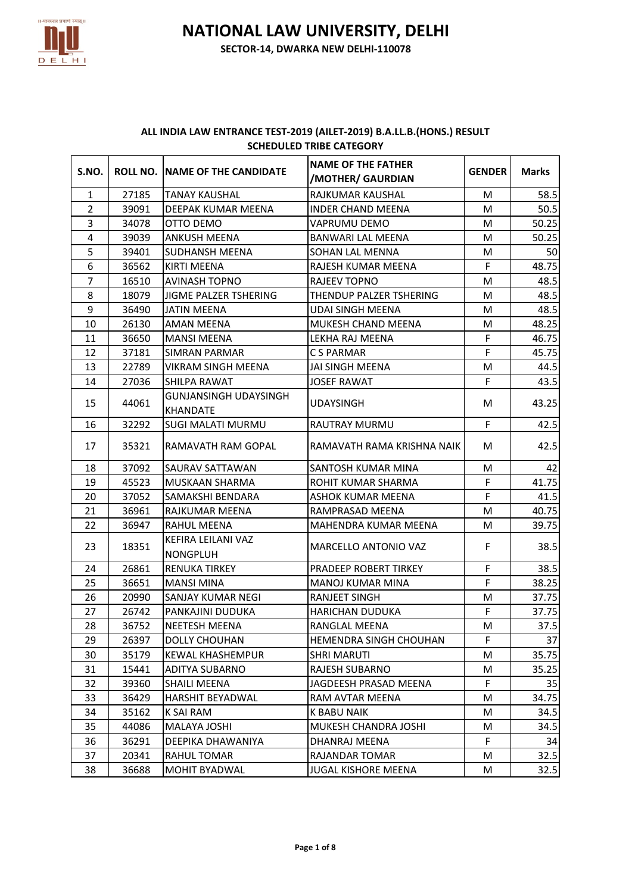# NATIONAL LAW UNIVERSITY, DELHI

**SECTOR-14, DWARKA NEW DELHI-110078**

**ALL INDIA LAW ENTRANCE TEST-2019 (AILET-2019) B.A.LL.B.(HONS.) RESULT**
**SCHEDULED TRIBE CATEGORY**

| S.NO. | ROLL NO. | NAME OF THE CANDIDATE | NAME OF THE FATHER /MOTHER/ GAURDIAN | GENDER | Marks |
|---|---|---|---|---|---|
| 1 | 27185 | TANAY KAUSHAL | RAJKUMAR KAUSHAL | M | 58.5 |
| 2 | 39091 | DEEPAK KUMAR MEENA | INDER CHAND MEENA | M | 50.5 |
| 3 | 34078 | OTTO DEMO | VAPRUMU DEMO | M | 50.25 |
| 4 | 39039 | ANKUSH MEENA | BANWARI LAL MEENA | M | 50.25 |
| 5 | 39401 | SUDHANSH MEENA | SOHAN LAL MENNA | M | 50 |
| 6 | 36562 | KIRTI MEENA | RAJESH KUMAR MEENA | F | 48.75 |
| 7 | 16510 | AVINASH TOPNO | RAJEEV TOPNO | M | 48.5 |
| 8 | 18079 | JIGME PALZER TSHERING | THENDUP PALZER TSHERING | M | 48.5 |
| 9 | 36490 | JATIN MEENA | UDAI SINGH MEENA | M | 48.5 |
| 10 | 26130 | AMAN MEENA | MUKESH CHAND MEENA | M | 48.25 |
| 11 | 36650 | MANSI MEENA | LEKHA RAJ MEENA | F | 46.75 |
| 12 | 37181 | SIMRAN PARMAR | C S PARMAR | F | 45.75 |
| 13 | 22789 | VIKRAM SINGH MEENA | JAI SINGH MEENA | M | 44.5 |
| 14 | 27036 | SHILPA RAWAT | JOSEF RAWAT | F | 43.5 |
| 15 | 44061 | GUNJANSINGH UDAYSINGH KHANDATE | UDAYSINGH | M | 43.25 |
| 16 | 32292 | SUGI MALATI MURMU | RAUTRAY MURMU | F | 42.5 |
| 17 | 35321 | RAMAVATH RAM GOPAL | RAMAVATH RAMA KRISHNA NAIK | M | 42.5 |
| 18 | 37092 | SAURAV SATTAWAN | SANTOSH KUMAR MINA | M | 42 |
| 19 | 45523 | MUSKAAN SHARMA | ROHIT KUMAR SHARMA | F | 41.75 |
| 20 | 37052 | SAMAKSHI BENDARA | ASHOK KUMAR MEENA | F | 41.5 |
| 21 | 36961 | RAJKUMAR MEENA | RAMPRASAD MEENA | M | 40.75 |
| 22 | 36947 | RAHUL MEENA | MAHENDRA KUMAR MEENA | M | 39.75 |
| 23 | 18351 | KEFIRA LEILANI VAZ NONGPLUH | MARCELLO ANTONIO VAZ | F | 38.5 |
| 24 | 26861 | RENUKA TIRKEY | PRADEEP ROBERT TIRKEY | F | 38.5 |
| 25 | 36651 | MANSI MINA | MANOJ KUMAR MINA | F | 38.25 |
| 26 | 20990 | SANJAY KUMAR NEGI | RANJEET SINGH | M | 37.75 |
| 27 | 26742 | PANKAJINI DUDUKA | HARICHAN DUDUKA | F | 37.75 |
| 28 | 36752 | NEETESH MEENA | RANGLAL MEENA | M | 37.5 |
| 29 | 26397 | DOLLY CHOUHAN | HEMENDRA SINGH CHOUHAN | F | 37 |
| 30 | 35179 | KEWAL KHASHEMPUR | SHRI MARUTI | M | 35.75 |
| 31 | 15441 | ADITYA SUBARNO | RAJESH SUBARNO | M | 35.25 |
| 32 | 39360 | SHAILI MEENA | JAGDEESH PRASAD MEENA | F | 35 |
| 33 | 36429 | HARSHIT BEYADWAL | RAM AVTAR MEENA | M | 34.75 |
| 34 | 35162 | K SAI RAM | K BABU NAIK | M | 34.5 |
| 35 | 44086 | MALAYA JOSHI | MUKESH CHANDRA JOSHI | M | 34.5 |
| 36 | 36291 | DEEPIKA DHAWANIYA | DHANRAJ MEENA | F | 34 |
| 37 | 20341 | RAHUL TOMAR | RAJANDAR TOMAR | M | 32.5 |
| 38 | 36688 | MOHIT BYADWAL | JUGAL KISHORE MEENA | M | 32.5 |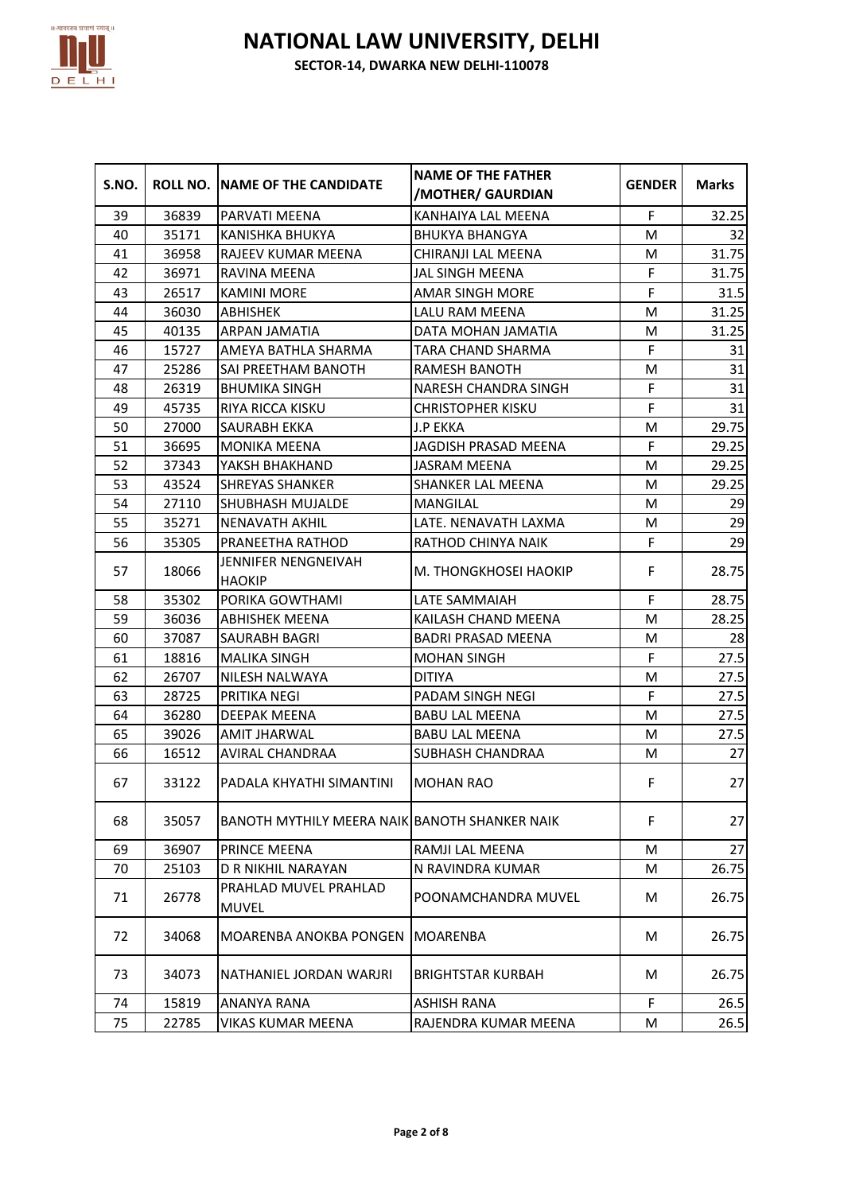# NATIONAL LAW UNIVERSITY, DELHI

**SECTOR-14, DWARKA NEW DELHI-110078**

| S.NO. | ROLL NO. | NAME OF THE CANDIDATE | NAME OF THE FATHER /MOTHER/ GAURDIAN | GENDER | Marks |
|---|---|---|---|---|---|
| 39 | 36839 | PARVATI MEENA | KANHAIYA LAL MEENA | F | 32.25 |
| 40 | 35171 | KANISHKA BHUKYA | BHUKYA BHANGYA | M | 32 |
| 41 | 36958 | RAJEEV KUMAR MEENA | CHIRANJI LAL MEENA | M | 31.75 |
| 42 | 36971 | RAVINA MEENA | JAL SINGH MEENA | F | 31.75 |
| 43 | 26517 | KAMINI MORE | AMAR SINGH MORE | F | 31.5 |
| 44 | 36030 | ABHISHEK | LALU RAM MEENA | M | 31.25 |
| 45 | 40135 | ARPAN JAMATIA | DATA MOHAN JAMATIA | M | 31.25 |
| 46 | 15727 | AMEYA BATHLA SHARMA | TARA CHAND SHARMA | F | 31 |
| 47 | 25286 | SAI PREETHAM BANOTH | RAMESH BANOTH | M | 31 |
| 48 | 26319 | BHUMIKA SINGH | NARESH CHANDRA SINGH | F | 31 |
| 49 | 45735 | RIYA RICCA KISKU | CHRISTOPHER KISKU | F | 31 |
| 50 | 27000 | SAURABH EKKA | J.P EKKA | M | 29.75 |
| 51 | 36695 | MONIKA MEENA | JAGDISH PRASAD MEENA | F | 29.25 |
| 52 | 37343 | YAKSH BHAKHAND | JASRAM MEENA | M | 29.25 |
| 53 | 43524 | SHREYAS SHANKER | SHANKER LAL MEENA | M | 29.25 |
| 54 | 27110 | SHUBHASH MUJALDE | MANGILAL | M | 29 |
| 55 | 35271 | NENAVATH AKHIL | LATE. NENAVATH LAXMA | M | 29 |
| 56 | 35305 | PRANEETHA RATHOD | RATHOD CHINYA NAIK | F | 29 |
| 57 | 18066 | JENNIFER NENGNEIVAH HAOKIP | M. THONGKHOSEI HAOKIP | F | 28.75 |
| 58 | 35302 | PORIKA GOWTHAMI | LATE SAMMAIAH | F | 28.75 |
| 59 | 36036 | ABHISHEK MEENA | KAILASH CHAND MEENA | M | 28.25 |
| 60 | 37087 | SAURABH BAGRI | BADRI PRASAD MEENA | M | 28 |
| 61 | 18816 | MALIKA SINGH | MOHAN SINGH | F | 27.5 |
| 62 | 26707 | NILESH NALWAYA | DITIYA | M | 27.5 |
| 63 | 28725 | PRITIKA NEGI | PADAM SINGH NEGI | F | 27.5 |
| 64 | 36280 | DEEPAK MEENA | BABU LAL MEENA | M | 27.5 |
| 65 | 39026 | AMIT JHARWAL | BABU LAL MEENA | M | 27.5 |
| 66 | 16512 | AVIRAL CHANDRAA | SUBHASH CHANDRAA | M | 27 |
| 67 | 33122 | PADALA KHYATHI SIMANTINI | MOHAN RAO | F | 27 |
| 68 | 35057 | BANOTH MYTHILY MEERA NAIK | BANOTH SHANKER NAIK | F | 27 |
| 69 | 36907 | PRINCE MEENA | RAMJI LAL MEENA | M | 27 |
| 70 | 25103 | D R NIKHIL NARAYAN | N RAVINDRA KUMAR | M | 26.75 |
| 71 | 26778 | PRAHLAD MUVEL PRAHLAD MUVEL | POONAMCHANDRA MUVEL | M | 26.75 |
| 72 | 34068 | MOARENBA ANOKBA PONGEN | MOARENBA | M | 26.75 |
| 73 | 34073 | NATHANIEL JORDAN WARJRI | BRIGHTSTAR KURBAH | M | 26.75 |
| 74 | 15819 | ANANYA RANA | ASHISH RANA | F | 26.5 |
| 75 | 22785 | VIKAS KUMAR MEENA | RAJENDRA KUMAR MEENA | M | 26.5 |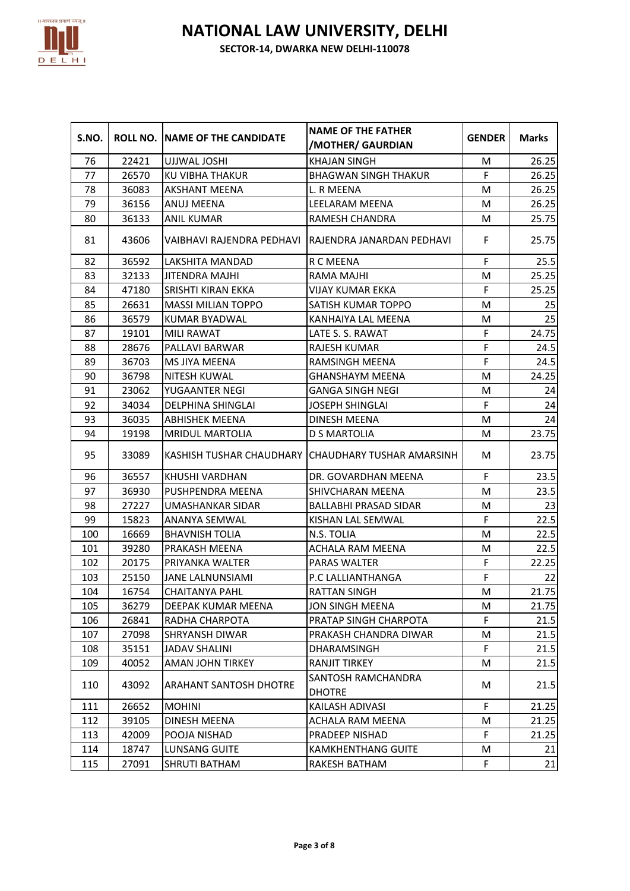# NATIONAL LAW UNIVERSITY, DELHI

**SECTOR-14, DWARKA NEW DELHI-110078**

| S.NO. | ROLL NO. | NAME OF THE CANDIDATE | NAME OF THE FATHER /MOTHER/ GAURDIAN | GENDER | Marks |
|---|---|---|---|---|---|
| 76 | 22421 | UJJWAL JOSHI | KHAJAN SINGH | M | 26.25 |
| 77 | 26570 | KU VIBHA THAKUR | BHAGWAN SINGH THAKUR | F | 26.25 |
| 78 | 36083 | AKSHANT MEENA | L. R MEENA | M | 26.25 |
| 79 | 36156 | ANUJ MEENA | LEELARAM MEENA | M | 26.25 |
| 80 | 36133 | ANIL KUMAR | RAMESH CHANDRA | M | 25.75 |
| 81 | 43606 | VAIBHAVI RAJENDRA PEDHAVI | RAJENDRA JANARDAN PEDHAVI | F | 25.75 |
| 82 | 36592 | LAKSHITA MANDAD | R C MEENA | F | 25.5 |
| 83 | 32133 | JITENDRA MAJHI | RAMA MAJHI | M | 25.25 |
| 84 | 47180 | SRISHTI KIRAN EKKA | VIJAY KUMAR EKKA | F | 25.25 |
| 85 | 26631 | MASSI MILIAN TOPPO | SATISH KUMAR TOPPO | M | 25 |
| 86 | 36579 | KUMAR BYADWAL | KANHAIYA LAL MEENA | M | 25 |
| 87 | 19101 | MILI RAWAT | LATE S. S. RAWAT | F | 24.75 |
| 88 | 28676 | PALLAVI BARWAR | RAJESH KUMAR | F | 24.5 |
| 89 | 36703 | MS JIYA MEENA | RAMSINGH MEENA | F | 24.5 |
| 90 | 36798 | NITESH KUWAL | GHANSHAYM MEENA | M | 24.25 |
| 91 | 23062 | YUGAANTER NEGI | GANGA SINGH NEGI | M | 24 |
| 92 | 34034 | DELPHINA SHINGLAI | JOSEPH SHINGLAI | F | 24 |
| 93 | 36035 | ABHISHEK MEENA | DINESH MEENA | M | 24 |
| 94 | 19198 | MRIDUL MARTOLIA | D S MARTOLIA | M | 23.75 |
| 95 | 33089 | KASHISH TUSHAR CHAUDHARY | CHAUDHARY TUSHAR AMARSINH | M | 23.75 |
| 96 | 36557 | KHUSHI VARDHAN | DR. GOVARDHAN MEENA | F | 23.5 |
| 97 | 36930 | PUSHPENDRA MEENA | SHIVCHARAN MEENA | M | 23.5 |
| 98 | 27227 | UMASHANKAR SIDAR | BALLABHI PRASAD SIDAR | M | 23 |
| 99 | 15823 | ANANYA SEMWAL | KISHAN LAL SEMWAL | F | 22.5 |
| 100 | 16669 | BHAVNISH TOLIA | N.S. TOLIA | M | 22.5 |
| 101 | 39280 | PRAKASH MEENA | ACHALA RAM MEENA | M | 22.5 |
| 102 | 20175 | PRIYANKA WALTER | PARAS WALTER | F | 22.25 |
| 103 | 25150 | JANE LALNUNSIAMI | P.C LALLIANTHANGA | F | 22 |
| 104 | 16754 | CHAITANYA PAHL | RATTAN SINGH | M | 21.75 |
| 105 | 36279 | DEEPAK KUMAR MEENA | JON SINGH MEENA | M | 21.75 |
| 106 | 26841 | RADHA CHARPOTA | PRATAP SINGH CHARPOTA | F | 21.5 |
| 107 | 27098 | SHRYANSH DIWAR | PRAKASH CHANDRA DIWAR | M | 21.5 |
| 108 | 35151 | JADAV SHALINI | DHARAMSINGH | F | 21.5 |
| 109 | 40052 | AMAN JOHN TIRKEY | RANJIT TIRKEY | M | 21.5 |
| 110 | 43092 | ARAHANT SANTOSH DHOTRE | SANTOSH RAMCHANDRA DHOTRE | M | 21.5 |
| 111 | 26652 | MOHINI | KAILASH ADIVASI | F | 21.25 |
| 112 | 39105 | DINESH MEENA | ACHALA RAM MEENA | M | 21.25 |
| 113 | 42009 | POOJA NISHAD | PRADEEP NISHAD | F | 21.25 |
| 114 | 18747 | LUNSANG GUITE | KAMKHENTHANG GUITE | M | 21 |
| 115 | 27091 | SHRUTI BATHAM | RAKESH BATHAM | F | 21 |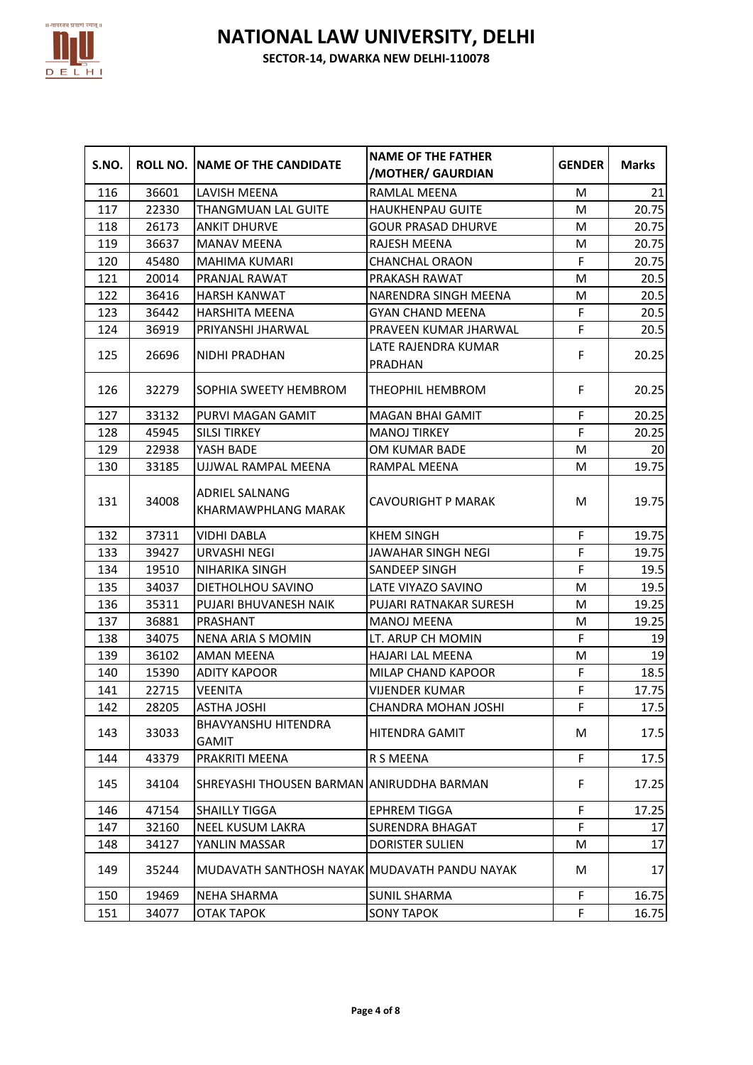# NATIONAL LAW UNIVERSITY, DELHI

**SECTOR-14, DWARKA NEW DELHI-110078**

| S.NO. | ROLL NO. | NAME OF THE CANDIDATE | NAME OF THE FATHER /MOTHER/ GAURDIAN | GENDER | Marks |
|---|---|---|---|---|---|
| 116 | 36601 | LAVISH MEENA | RAMLAL MEENA | M | 21 |
| 117 | 22330 | THANGMUAN LAL GUITE | HAUKHENPAU GUITE | M | 20.75 |
| 118 | 26173 | ANKIT DHURVE | GOUR PRASAD DHURVE | M | 20.75 |
| 119 | 36637 | MANAV MEENA | RAJESH MEENA | M | 20.75 |
| 120 | 45480 | MAHIMA KUMARI | CHANCHAL ORAON | F | 20.75 |
| 121 | 20014 | PRANJAL RAWAT | PRAKASH RAWAT | M | 20.5 |
| 122 | 36416 | HARSH KANWAT | NARENDRA SINGH MEENA | M | 20.5 |
| 123 | 36442 | HARSHITA MEENA | GYAN CHAND MEENA | F | 20.5 |
| 124 | 36919 | PRIYANSHI JHARWAL | PRAVEEN KUMAR JHARWAL | F | 20.5 |
| 125 | 26696 | NIDHI PRADHAN | LATE RAJENDRA KUMAR PRADHAN | F | 20.25 |
| 126 | 32279 | SOPHIA SWEETY HEMBROM | THEOPHIL HEMBROM | F | 20.25 |
| 127 | 33132 | PURVI MAGAN GAMIT | MAGAN BHAI GAMIT | F | 20.25 |
| 128 | 45945 | SILSI TIRKEY | MANOJ TIRKEY | F | 20.25 |
| 129 | 22938 | YASH BADE | OM KUMAR BADE | M | 20 |
| 130 | 33185 | UJJWAL RAMPAL MEENA | RAMPAL MEENA | M | 19.75 |
| 131 | 34008 | ADRIEL SALNANG KHARMAWPHLANG MARAK | CAVOURIGHT P MARAK | M | 19.75 |
| 132 | 37311 | VIDHI DABLA | KHEM SINGH | F | 19.75 |
| 133 | 39427 | URVASHI NEGI | JAWAHAR SINGH NEGI | F | 19.75 |
| 134 | 19510 | NIHARIKA SINGH | SANDEEP SINGH | F | 19.5 |
| 135 | 34037 | DIETHOLHOU SAVINO | LATE VIYAZO SAVINO | M | 19.5 |
| 136 | 35311 | PUJARI BHUVANESH NAIK | PUJARI RATNAKAR SURESH | M | 19.25 |
| 137 | 36881 | PRASHANT | MANOJ MEENA | M | 19.25 |
| 138 | 34075 | NENA ARIA S MOMIN | LT. ARUP CH MOMIN | F | 19 |
| 139 | 36102 | AMAN MEENA | HAJARI LAL MEENA | M | 19 |
| 140 | 15390 | ADITY KAPOOR | MILAP CHAND KAPOOR | F | 18.5 |
| 141 | 22715 | VEENITA | VIJENDER KUMAR | F | 17.75 |
| 142 | 28205 | ASTHA JOSHI | CHANDRA MOHAN JOSHI | F | 17.5 |
| 143 | 33033 | BHAVYANSHU HITENDRA GAMIT | HITENDRA GAMIT | M | 17.5 |
| 144 | 43379 | PRAKRITI MEENA | R S MEENA | F | 17.5 |
| 145 | 34104 | SHREYASHI THOUSEN BARMAN | ANIRUDDHA BARMAN | F | 17.25 |
| 146 | 47154 | SHAILLY TIGGA | EPHREM TIGGA | F | 17.25 |
| 147 | 32160 | NEEL KUSUM LAKRA | SURENDRA BHAGAT | F | 17 |
| 148 | 34127 | YANLIN MASSAR | DORISTER SULIEN | M | 17 |
| 149 | 35244 | MUDAVATH SANTHOSH NAYAK | MUDAVATH PANDU NAYAK | M | 17 |
| 150 | 19469 | NEHA SHARMA | SUNIL SHARMA | F | 16.75 |
| 151 | 34077 | OTAK TAPOK | SONY TAPOK | F | 16.75 |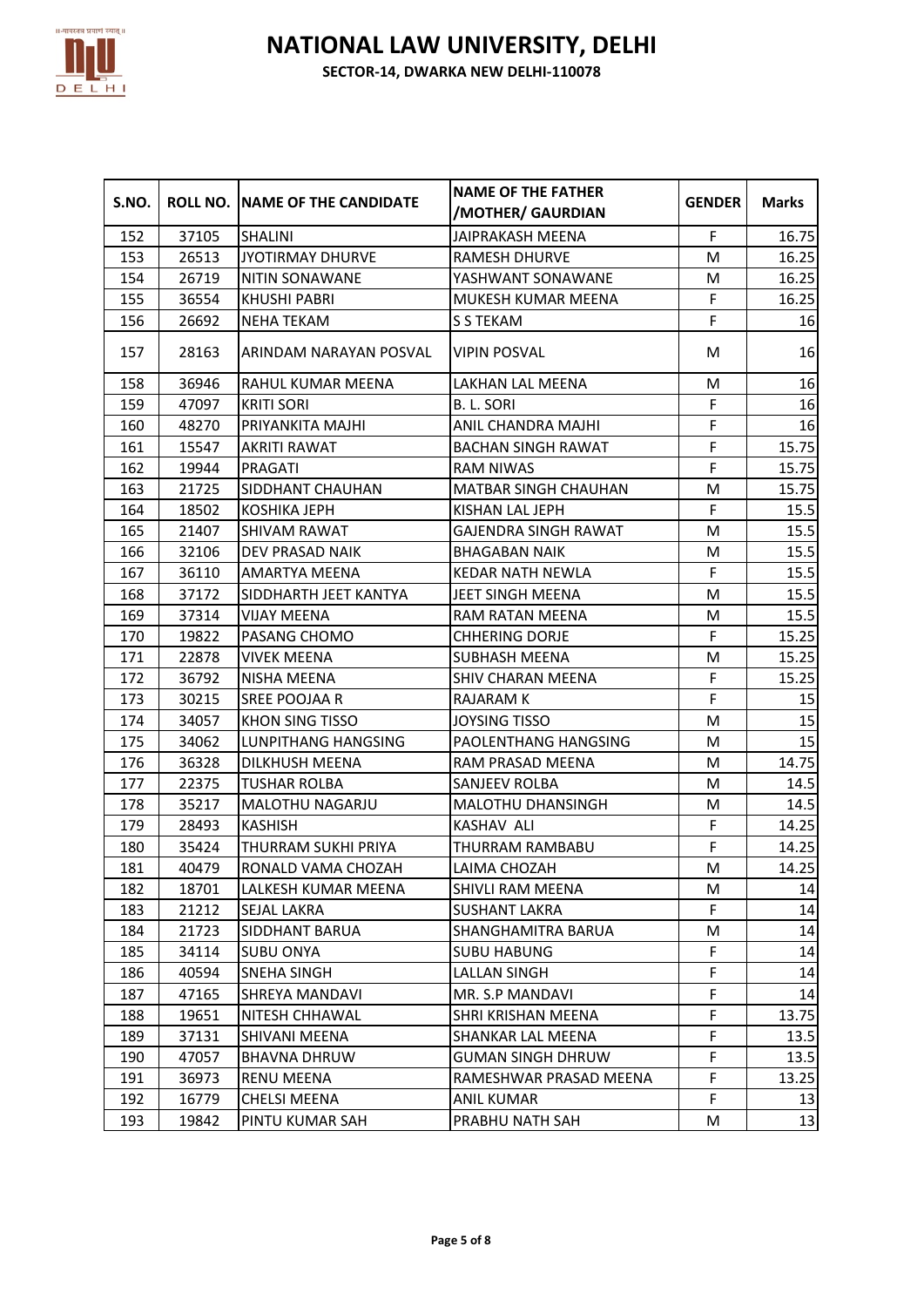# NATIONAL LAW UNIVERSITY, DELHI

**SECTOR-14, DWARKA NEW DELHI-110078**

| S.NO. | ROLL NO. | NAME OF THE CANDIDATE | NAME OF THE FATHER /MOTHER/ GAURDIAN | GENDER | Marks |
|---|---|---|---|---|---|
| 152 | 37105 | SHALINI | JAIPRAKASH MEENA | F | 16.75 |
| 153 | 26513 | JYOTIRMAY DHURVE | RAMESH DHURVE | M | 16.25 |
| 154 | 26719 | NITIN SONAWANE | YASHWANT SONAWANE | M | 16.25 |
| 155 | 36554 | KHUSHI PABRI | MUKESH KUMAR MEENA | F | 16.25 |
| 156 | 26692 | NEHA TEKAM | S S TEKAM | F | 16 |
| 157 | 28163 | ARINDAM NARAYAN POSVAL | VIPIN POSVAL | M | 16 |
| 158 | 36946 | RAHUL KUMAR MEENA | LAKHAN LAL MEENA | M | 16 |
| 159 | 47097 | KRITI SORI | B. L. SORI | F | 16 |
| 160 | 48270 | PRIYANKITA MAJHI | ANIL CHANDRA MAJHI | F | 16 |
| 161 | 15547 | AKRITI RAWAT | BACHAN SINGH RAWAT | F | 15.75 |
| 162 | 19944 | PRAGATI | RAM NIWAS | F | 15.75 |
| 163 | 21725 | SIDDHANT CHAUHAN | MATBAR SINGH CHAUHAN | M | 15.75 |
| 164 | 18502 | KOSHIKA JEPH | KISHAN LAL JEPH | F | 15.5 |
| 165 | 21407 | SHIVAM RAWAT | GAJENDRA SINGH RAWAT | M | 15.5 |
| 166 | 32106 | DEV PRASAD NAIK | BHAGABAN NAIK | M | 15.5 |
| 167 | 36110 | AMARTYA MEENA | KEDAR NATH NEWLA | F | 15.5 |
| 168 | 37172 | SIDDHARTH JEET KANTYA | JEET SINGH MEENA | M | 15.5 |
| 169 | 37314 | VIJAY MEENA | RAM RATAN MEENA | M | 15.5 |
| 170 | 19822 | PASANG CHOMO | CHHERING DORJE | F | 15.25 |
| 171 | 22878 | VIVEK MEENA | SUBHASH MEENA | M | 15.25 |
| 172 | 36792 | NISHA MEENA | SHIV CHARAN MEENA | F | 15.25 |
| 173 | 30215 | SREE POOJAA R | RAJARAM K | F | 15 |
| 174 | 34057 | KHON SING TISSO | JOYSING TISSO | M | 15 |
| 175 | 34062 | LUNPITHANG HANGSING | PAOLENTHANG HANGSING | M | 15 |
| 176 | 36328 | DILKHUSH MEENA | RAM PRASAD MEENA | M | 14.75 |
| 177 | 22375 | TUSHAR ROLBA | SANJEEV ROLBA | M | 14.5 |
| 178 | 35217 | MALOTHU NAGARJU | MALOTHU DHANSINGH | M | 14.5 |
| 179 | 28493 | KASHISH | KASHAV ALI | F | 14.25 |
| 180 | 35424 | THURRAM SUKHI PRIYA | THURRAM RAMBABU | F | 14.25 |
| 181 | 40479 | RONALD VAMA CHOZAH | LAIMA CHOZAH | M | 14.25 |
| 182 | 18701 | LALKESH KUMAR MEENA | SHIVLI RAM MEENA | M | 14 |
| 183 | 21212 | SEJAL LAKRA | SUSHANT LAKRA | F | 14 |
| 184 | 21723 | SIDDHANT BARUA | SHANGHAMITRA BARUA | M | 14 |
| 185 | 34114 | SUBU ONYA | SUBU HABUNG | F | 14 |
| 186 | 40594 | SNEHA SINGH | LALLAN SINGH | F | 14 |
| 187 | 47165 | SHREYA MANDAVI | MR. S.P MANDAVI | F | 14 |
| 188 | 19651 | NITESH CHHAWAL | SHRI KRISHAN MEENA | F | 13.75 |
| 189 | 37131 | SHIVANI MEENA | SHANKAR LAL MEENA | F | 13.5 |
| 190 | 47057 | BHAVNA DHRUW | GUMAN SINGH DHRUW | F | 13.5 |
| 191 | 36973 | RENU MEENA | RAMESHWAR PRASAD MEENA | F | 13.25 |
| 192 | 16779 | CHELSI MEENA | ANIL KUMAR | F | 13 |
| 193 | 19842 | PINTU KUMAR SAH | PRABHU NATH SAH | M | 13 |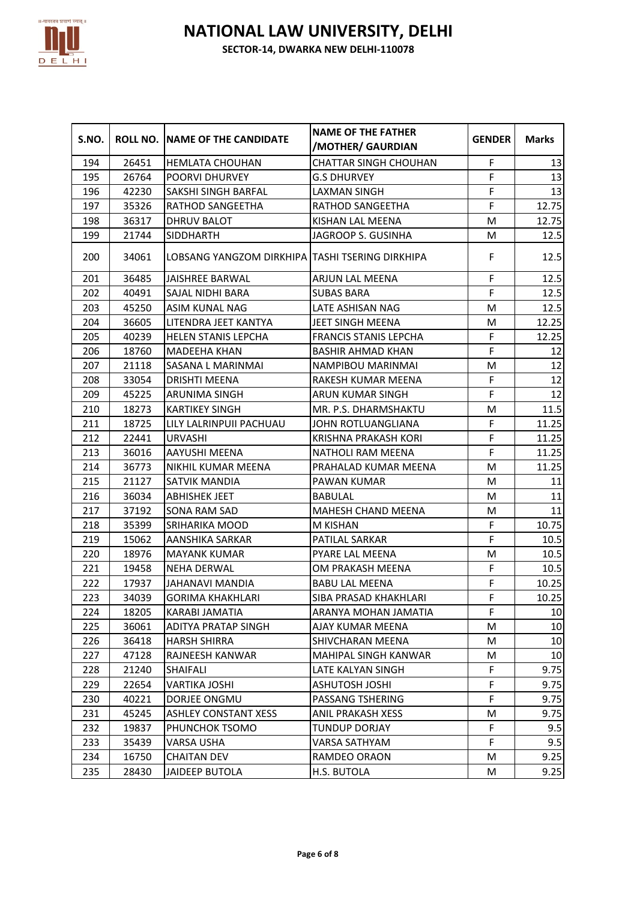# NATIONAL LAW UNIVERSITY, DELHI

**SECTOR-14, DWARKA NEW DELHI-110078**

| S.NO. | ROLL NO. | NAME OF THE CANDIDATE | NAME OF THE FATHER /MOTHER/ GAURDIAN | GENDER | Marks |
|---|---|---|---|---|---|
| 194 | 26451 | HEMLATA CHOUHAN | CHATTAR SINGH CHOUHAN | F | 13 |
| 195 | 26764 | POORVI DHURVEY | G.S DHURVEY | F | 13 |
| 196 | 42230 | SAKSHI SINGH BARFAL | LAXMAN SINGH | F | 13 |
| 197 | 35326 | RATHOD SANGEETHA | RATHOD SANGEETHA | F | 12.75 |
| 198 | 36317 | DHRUV BALOT | KISHAN LAL MEENA | M | 12.75 |
| 199 | 21744 | SIDDHARTH | JAGROOP S. GUSINHA | M | 12.5 |
| 200 | 34061 | LOBSANG YANGZOM DIRKHIPA | TASHI TSERING DIRKHIPA | F | 12.5 |
| 201 | 36485 | JAISHREE BARWAL | ARJUN LAL MEENA | F | 12.5 |
| 202 | 40491 | SAJAL NIDHI BARA | SUBAS BARA | F | 12.5 |
| 203 | 45250 | ASIM KUNAL NAG | LATE ASHISAN NAG | M | 12.5 |
| 204 | 36605 | LITENDRA JEET KANTYA | JEET SINGH MEENA | M | 12.25 |
| 205 | 40239 | HELEN STANIS LEPCHA | FRANCIS STANIS LEPCHA | F | 12.25 |
| 206 | 18760 | MADEEHA KHAN | BASHIR AHMAD KHAN | F | 12 |
| 207 | 21118 | SASANA L MARINMAI | NAMPIBOU MARINMAI | M | 12 |
| 208 | 33054 | DRISHTI MEENA | RAKESH KUMAR MEENA | F | 12 |
| 209 | 45225 | ARUNIMA SINGH | ARUN KUMAR SINGH | F | 12 |
| 210 | 18273 | KARTIKEY SINGH | MR. P.S. DHARMSHAKTU | M | 11.5 |
| 211 | 18725 | LILY LALRINPUII PACHUAU | JOHN ROTLUANGLIANA | F | 11.25 |
| 212 | 22441 | URVASHI | KRISHNA PRAKASH KORI | F | 11.25 |
| 213 | 36016 | AAYUSHI MEENA | NATHOLI RAM MEENA | F | 11.25 |
| 214 | 36773 | NIKHIL KUMAR MEENA | PRAHALAD KUMAR MEENA | M | 11.25 |
| 215 | 21127 | SATVIK MANDIA | PAWAN KUMAR | M | 11 |
| 216 | 36034 | ABHISHEK JEET | BABULAL | M | 11 |
| 217 | 37192 | SONA RAM SAD | MAHESH CHAND MEENA | M | 11 |
| 218 | 35399 | SRIHARIKA MOOD | M KISHAN | F | 10.75 |
| 219 | 15062 | AANSHIKA SARKAR | PATILAL SARKAR | F | 10.5 |
| 220 | 18976 | MAYANK KUMAR | PYARE LAL MEENA | M | 10.5 |
| 221 | 19458 | NEHA DERWAL | OM PRAKASH MEENA | F | 10.5 |
| 222 | 17937 | JAHANAVI MANDIA | BABU LAL MEENA | F | 10.25 |
| 223 | 34039 | GORIMA KHAKHLARI | SIBA PRASAD KHAKHLARI | F | 10.25 |
| 224 | 18205 | KARABI JAMATIA | ARANYA MOHAN JAMATIA | F | 10 |
| 225 | 36061 | ADITYA PRATAP SINGH | AJAY KUMAR MEENA | M | 10 |
| 226 | 36418 | HARSH SHIRRA | SHIVCHARAN MEENA | M | 10 |
| 227 | 47128 | RAJNEESH KANWAR | MAHIPAL SINGH KANWAR | M | 10 |
| 228 | 21240 | SHAIFALI | LATE KALYAN SINGH | F | 9.75 |
| 229 | 22654 | VARTIKA JOSHI | ASHUTOSH JOSHI | F | 9.75 |
| 230 | 40221 | DORJEE ONGMU | PASSANG TSHERING | F | 9.75 |
| 231 | 45245 | ASHLEY CONSTANT XESS | ANIL PRAKASH XESS | M | 9.75 |
| 232 | 19837 | PHUNCHOK TSOMO | TUNDUP DORJAY | F | 9.5 |
| 233 | 35439 | VARSA USHA | VARSA SATHYAM | F | 9.5 |
| 234 | 16750 | CHAITAN DEV | RAMDEO ORAON | M | 9.25 |
| 235 | 28430 | JAIDEEP BUTOLA | H.S. BUTOLA | M | 9.25 |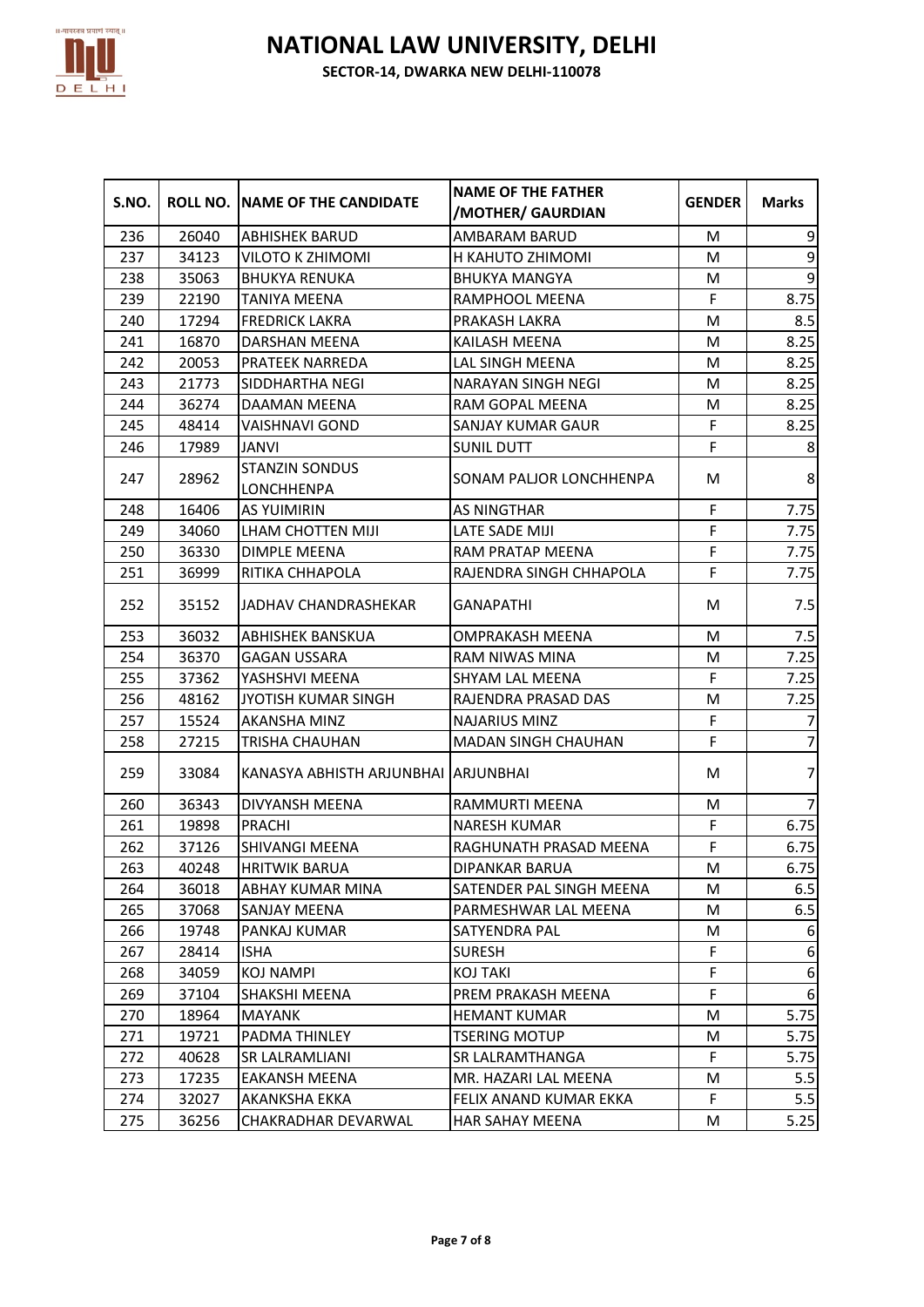# NATIONAL LAW UNIVERSITY, DELHI

**SECTOR-14, DWARKA NEW DELHI-110078**

| S.NO. | ROLL NO. | NAME OF THE CANDIDATE | NAME OF THE FATHER /MOTHER/ GAURDIAN | GENDER | Marks |
|---|---|---|---|---|---|
| 236 | 26040 | ABHISHEK BARUD | AMBARAM BARUD | M | 9 |
| 237 | 34123 | VILOTO K ZHIMOMI | H KAHUTO ZHIMOMI | M | 9 |
| 238 | 35063 | BHUKYA RENUKA | BHUKYA MANGYA | M | 9 |
| 239 | 22190 | TANIYA MEENA | RAMPHOOL MEENA | F | 8.75 |
| 240 | 17294 | FREDRICK LAKRA | PRAKASH LAKRA | M | 8.5 |
| 241 | 16870 | DARSHAN MEENA | KAILASH MEENA | M | 8.25 |
| 242 | 20053 | PRATEEK NARREDA | LAL SINGH MEENA | M | 8.25 |
| 243 | 21773 | SIDDHARTHA NEGI | NARAYAN SINGH NEGI | M | 8.25 |
| 244 | 36274 | DAAMAN MEENA | RAM GOPAL MEENA | M | 8.25 |
| 245 | 48414 | VAISHNAVI GOND | SANJAY KUMAR GAUR | F | 8.25 |
| 246 | 17989 | JANVI | SUNIL DUTT | F | 8 |
| 247 | 28962 | STANZIN SONDUS LONCHHENPA | SONAM PALJOR LONCHHENPA | M | 8 |
| 248 | 16406 | AS YUIMIRIN | AS NINGTHAR | F | 7.75 |
| 249 | 34060 | LHAM CHOTTEN MIJI | LATE SADE MIJI | F | 7.75 |
| 250 | 36330 | DIMPLE MEENA | RAM PRATAP MEENA | F | 7.75 |
| 251 | 36999 | RITIKA CHHAPOLA | RAJENDRA SINGH CHHAPOLA | F | 7.75 |
| 252 | 35152 | JADHAV CHANDRASHEKAR | GANAPATHI | M | 7.5 |
| 253 | 36032 | ABHISHEK BANSKUA | OMPRAKASH MEENA | M | 7.5 |
| 254 | 36370 | GAGAN USSARA | RAM NIWAS MINA | M | 7.25 |
| 255 | 37362 | YASHSHVI MEENA | SHYAM LAL MEENA | F | 7.25 |
| 256 | 48162 | JYOTISH KUMAR SINGH | RAJENDRA PRASAD DAS | M | 7.25 |
| 257 | 15524 | AKANSHA MINZ | NAJARIUS MINZ | F | 7 |
| 258 | 27215 | TRISHA CHAUHAN | MADAN SINGH CHAUHAN | F | 7 |
| 259 | 33084 | KANASYA ABHISTH ARJUNBHAI | ARJUNBHAI | M | 7 |
| 260 | 36343 | DIVYANSH MEENA | RAMMURTI MEENA | M | 7 |
| 261 | 19898 | PRACHI | NARESH KUMAR | F | 6.75 |
| 262 | 37126 | SHIVANGI MEENA | RAGHUNATH PRASAD MEENA | F | 6.75 |
| 263 | 40248 | HRITWIK BARUA | DIPANKAR BARUA | M | 6.75 |
| 264 | 36018 | ABHAY KUMAR MINA | SATENDER PAL SINGH MEENA | M | 6.5 |
| 265 | 37068 | SANJAY MEENA | PARMESHWAR LAL MEENA | M | 6.5 |
| 266 | 19748 | PANKAJ KUMAR | SATYENDRA PAL | M | 6 |
| 267 | 28414 | ISHA | SURESH | F | 6 |
| 268 | 34059 | KOJ NAMPI | KOJ TAKI | F | 6 |
| 269 | 37104 | SHAKSHI MEENA | PREM PRAKASH MEENA | F | 6 |
| 270 | 18964 | MAYANK | HEMANT KUMAR | M | 5.75 |
| 271 | 19721 | PADMA THINLEY | TSERING MOTUP | M | 5.75 |
| 272 | 40628 | SR LALRAMLIANI | SR LALRAMTHANGA | F | 5.75 |
| 273 | 17235 | EAKANSH MEENA | MR. HAZARI LAL MEENA | M | 5.5 |
| 274 | 32027 | AKANKSHA EKKA | FELIX ANAND KUMAR EKKA | F | 5.5 |
| 275 | 36256 | CHAKRADHAR DEVARWAL | HAR SAHAY MEENA | M | 5.25 |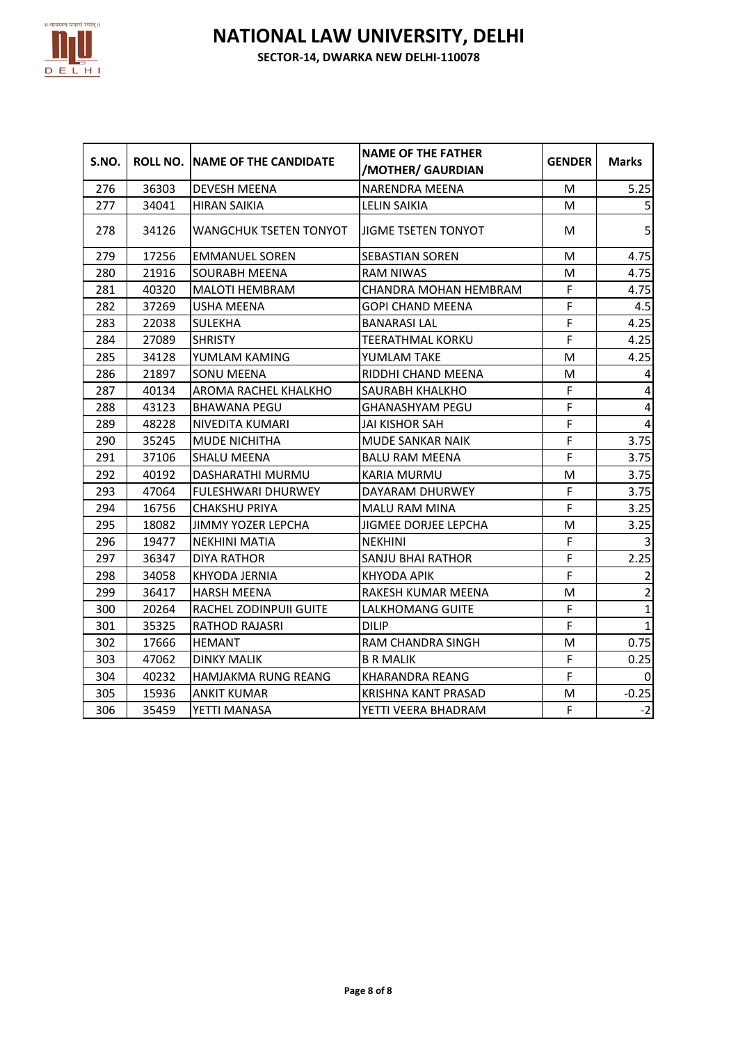# NATIONAL LAW UNIVERSITY, DELHI

**SECTOR-14, DWARKA NEW DELHI-110078**

| S.NO. | ROLL NO. | NAME OF THE CANDIDATE | NAME OF THE FATHER /MOTHER/ GAURDIAN | GENDER | Marks |
|---|---|---|---|---|---|
| 276 | 36303 | DEVESH MEENA | NARENDRA MEENA | M | 5.25 |
| 277 | 34041 | HIRAN SAIKIA | LELIN SAIKIA | M | 5 |
| 278 | 34126 | WANGCHUK TSETEN TONYOT | JIGME TSETEN TONYOT | M | 5 |
| 279 | 17256 | EMMANUEL SOREN | SEBASTIAN SOREN | M | 4.75 |
| 280 | 21916 | SOURABH MEENA | RAM NIWAS | M | 4.75 |
| 281 | 40320 | MALOTI HEMBRAM | CHANDRA MOHAN HEMBRAM | F | 4.75 |
| 282 | 37269 | USHA MEENA | GOPI CHAND MEENA | F | 4.5 |
| 283 | 22038 | SULEKHA | BANARASI LAL | F | 4.25 |
| 284 | 27089 | SHRISTY | TEERATHMAL KORKU | F | 4.25 |
| 285 | 34128 | YUMLAM KAMING | YUMLAM TAKE | M | 4.25 |
| 286 | 21897 | SONU MEENA | RIDDHI CHAND MEENA | M | 4 |
| 287 | 40134 | AROMA RACHEL KHALKHO | SAURABH KHALKHO | F | 4 |
| 288 | 43123 | BHAWANA PEGU | GHANASHYAM PEGU | F | 4 |
| 289 | 48228 | NIVEDITA KUMARI | JAI KISHOR SAH | F | 4 |
| 290 | 35245 | MUDE NICHITHA | MUDE SANKAR NAIK | F | 3.75 |
| 291 | 37106 | SHALU MEENA | BALU RAM MEENA | F | 3.75 |
| 292 | 40192 | DASHARATHI MURMU | KARIA MURMU | M | 3.75 |
| 293 | 47064 | FULESHWARI DHURWEY | DAYARAM DHURWEY | F | 3.75 |
| 294 | 16756 | CHAKSHU PRIYA | MALU RAM MINA | F | 3.25 |
| 295 | 18082 | JIMMY YOZER LEPCHA | JIGMEE DORJEE LEPCHA | M | 3.25 |
| 296 | 19477 | NEKHINI MATIA | NEKHINI | F | 3 |
| 297 | 36347 | DIYA RATHOR | SANJU BHAI RATHOR | F | 2.25 |
| 298 | 34058 | KHYODA JERNIA | KHYODA APIK | F | 2 |
| 299 | 36417 | HARSH MEENA | RAKESH KUMAR MEENA | M | 2 |
| 300 | 20264 | RACHEL ZODINPUII GUITE | LALKHOMANG GUITE | F | 1 |
| 301 | 35325 | RATHOD RAJASRI | DILIP | F | 1 |
| 302 | 17666 | HEMANT | RAM CHANDRA SINGH | M | 0.75 |
| 303 | 47062 | DINKY MALIK | B R MALIK | F | 0.25 |
| 304 | 40232 | HAMJAKMA RUNG REANG | KHARANDRA REANG | F | 0 |
| 305 | 15936 | ANKIT KUMAR | KRISHNA KANT PRASAD | M | -0.25 |
| 306 | 35459 | YETTI MANASA | YETTI VEERA BHADRAM | F | -2 |